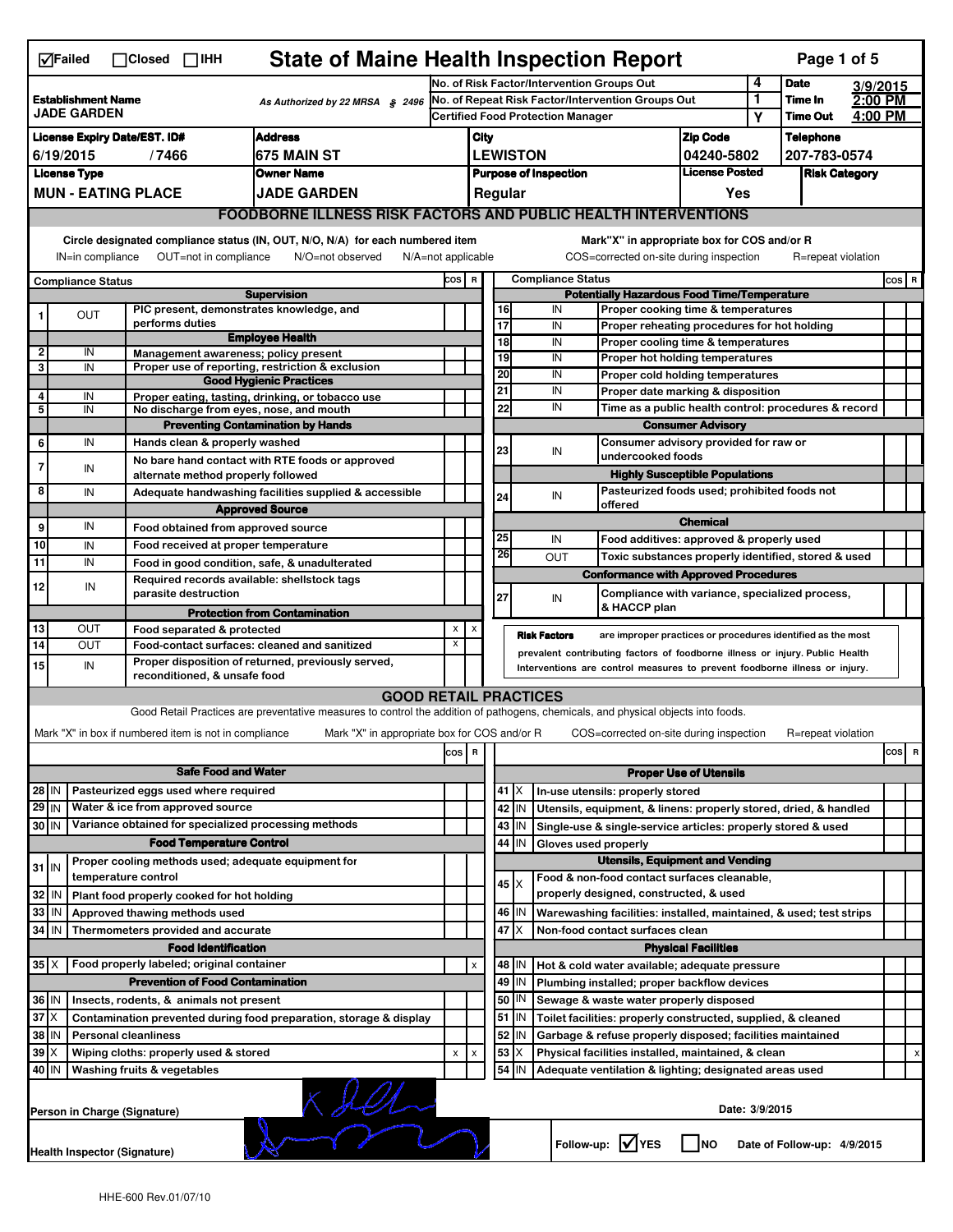☑Failed ☐Closed ☐IHH

# State of Maine Health Inspection Report

| | | | |
|---|---|---|---|
| **Establishment Name** JADE GARDEN | As Authorized by 22 MRSA § 2496 | No. of Risk Factor/Intervention Groups Out: 4 | **Date** 3/9/2015 |
| | | No. of Repeat Risk Factor/Intervention Groups Out: 1 | **Time In** 2:00 PM |
| | | Certified Food Protection Manager: Y | **Time Out** 4:00 PM |

| License Expiry Date/EST. ID# | Address | City | Zip Code | Telephone |
|---|---|---|---|---|
| 6/19/2015 / 7466 | 675 MAIN ST | LEWISTON | 04240-5802 | 207-783-0574 |

| License Type | Owner Name | Purpose of Inspection | License Posted | Risk Category |
|---|---|---|---|---|
| MUN - EATING PLACE | JADE GARDEN | Regular | Yes | |

## FOODBORNE ILLNESS RISK FACTORS AND PUBLIC HEALTH INTERVENTIONS

Circle designated compliance status (IN, OUT, N/O, N/A) for each numbered item — IN=in compliance OUT=not in compliance N/O=not observed N/A=not applicable

Mark "X" in appropriate box for COS and/or R — COS=corrected on-site during inspection R=repeat violation

| # | Compliance Status | Item | COS | R |
|---|---|---|---|---|
| | | **Supervision** | | |
| 1 | OUT | PIC present, demonstrates knowledge, and performs duties | | |
| | | **Employee Health** | | |
| 2 | IN | Management awareness; policy present | | |
| 3 | IN | Proper use of reporting, restriction & exclusion | | |
| | | **Good Hygienic Practices** | | |
| 4 | IN | Proper eating, tasting, drinking, or tobacco use | | |
| 5 | IN | No discharge from eyes, nose, and mouth | | |
| | | **Preventing Contamination by Hands** | | |
| 6 | IN | Hands clean & properly washed | | |
| 7 | IN | No bare hand contact with RTE foods or approved alternate method properly followed | | |
| 8 | IN | Adequate handwashing facilities supplied & accessible | | |
| | | **Approved Source** | | |
| 9 | IN | Food obtained from approved source | | |
| 10 | IN | Food received at proper temperature | | |
| 11 | IN | Food in good condition, safe, & unadulterated | | |
| 12 | IN | Required records available: shellstock tags parasite destruction | | |
| | | **Protection from Contamination** | | |
| 13 | OUT | Food separated & protected | X | X |
| 14 | OUT | Food-contact surfaces: cleaned and sanitized | X | |
| 15 | IN | Proper disposition of returned, previously served, reconditioned, & unsafe food | | |
| | | **Potentially Hazardous Food Time/Temperature** | | |
| 16 | IN | Proper cooking time & temperatures | | |
| 17 | IN | Proper reheating procedures for hot holding | | |
| 18 | IN | Proper cooling time & temperatures | | |
| 19 | IN | Proper hot holding temperatures | | |
| 20 | IN | Proper cold holding temperatures | | |
| 21 | IN | Proper date marking & disposition | | |
| 22 | IN | Time as a public health control: procedures & record | | |
| | | **Consumer Advisory** | | |
| 23 | IN | Consumer advisory provided for raw or undercooked foods | | |
| | | **Highly Susceptible Populations** | | |
| 24 | IN | Pasteurized foods used; prohibited foods not offered | | |
| | | **Chemical** | | |
| 25 | IN | Food additives: approved & properly used | | |
| 26 | OUT | Toxic substances properly identified, stored & used | | |
| | | **Conformance with Approved Procedures** | | |
| 27 | IN | Compliance with variance, specialized process, & HACCP plan | | |

**Risk Factors** are improper practices or procedures identified as the most prevalent contributing factors of foodborne illness or injury. Public Health Interventions are control measures to prevent foodborne illness or injury.

## GOOD RETAIL PRACTICES

Good Retail Practices are preventative measures to control the addition of pathogens, chemicals, and physical objects into foods.

Mark "X" in box if numbered item is not in compliance — Mark "X" in appropriate box for COS and/or R — COS=corrected on-site during inspection R=repeat violation

| # | Status | Item | COS | R |
|---|---|---|---|---|
| | | **Safe Food and Water** | | |
| 28 | IN | Pasteurized eggs used where required | | |
| 29 | IN | Water & ice from approved source | | |
| 30 | IN | Variance obtained for specialized processing methods | | |
| | | **Food Temperature Control** | | |
| 31 | IN | Proper cooling methods used; adequate equipment for temperature control | | |
| 32 | IN | Plant food properly cooked for hot holding | | |
| 33 | IN | Approved thawing methods used | | |
| 34 | IN | Thermometers provided and accurate | | |
| | | **Food Identification** | | |
| 35 | X | Food properly labeled; original container | | X |
| | | **Prevention of Food Contamination** | | |
| 36 | IN | Insects, rodents, & animals not present | | |
| 37 | X | Contamination prevented during food preparation, storage & display | | |
| 38 | IN | Personal cleanliness | | |
| 39 | X | Wiping cloths: properly used & stored | X | X |
| 40 | IN | Washing fruits & vegetables | | |
| | | **Proper Use of Utensils** | | |
| 41 | X | In-use utensils: properly stored | | |
| 42 | IN | Utensils, equipment, & linens: properly stored, dried, & handled | | |
| 43 | IN | Single-use & single-service articles: properly stored & used | | |
| 44 | IN | Gloves used properly | | |
| | | **Utensils, Equipment and Vending** | | |
| 45 | X | Food & non-food contact surfaces cleanable, properly designed, constructed, & used | | |
| 46 | IN | Warewashing facilities: installed, maintained, & used; test strips | | |
| 47 | X | Non-food contact surfaces clean | | |
| | | **Physical Facilities** | | |
| 48 | IN | Hot & cold water available; adequate pressure | | |
| 49 | IN | Plumbing installed; proper backflow devices | | |
| 50 | IN | Sewage & waste water properly disposed | | |
| 51 | IN | Toilet facilities: properly constructed, supplied, & cleaned | | |
| 52 | IN | Garbage & refuse properly disposed; facilities maintained | | |
| 53 | X | Physical facilities installed, maintained, & clean | | X |
| 54 | IN | Adequate ventilation & lighting; designated areas used | | |

Person in Charge (Signature): [signature] Date: 3/9/2015

Health Inspector (Signature): [signature] Follow-up: ☑YES ☐NO Date of Follow-up: 4/9/2015

HHE-600 Rev.01/07/10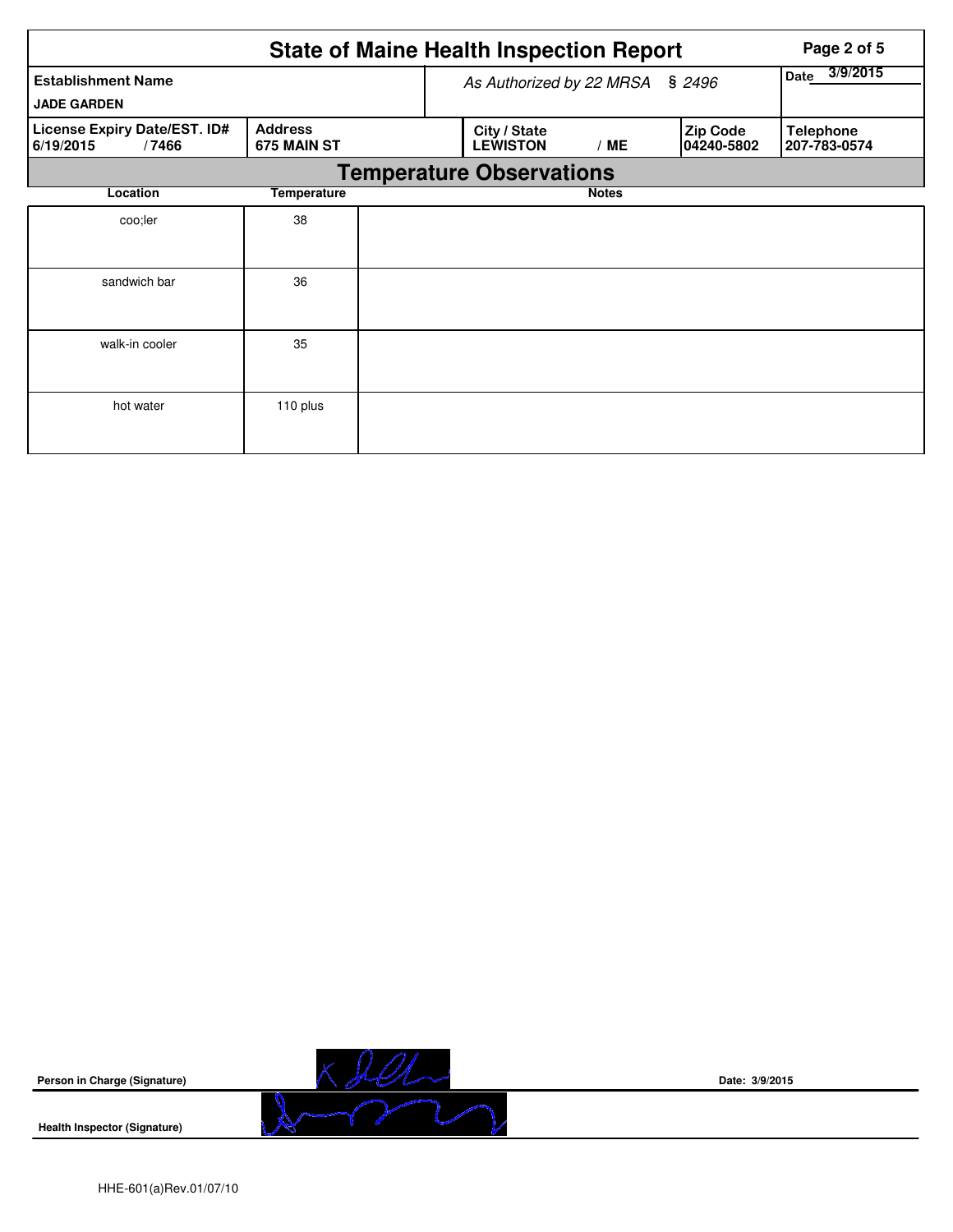# State of Maine Health Inspection Report

| Establishment Name | As Authorized by 22 MRSA § 2496 | Date 3/9/2015 |
|---|---|---|
| JADE GARDEN | | |

| License Expiry Date/EST. ID# | Address | City / State | Zip Code | Telephone |
|---|---|---|---|---|
| 6/19/2015 / 7466 | 675 MAIN ST | LEWISTON / ME | 04240-5802 | 207-783-0574 |

## Temperature Observations

| Location | Temperature | Notes |
|---|---|---|
| coo;ler | 38 | |
| sandwich bar | 36 | |
| walk-in cooler | 35 | |
| hot water | 110 plus | |

**Person in Charge (Signature)** **Date: 3/9/2015**

**Health Inspector (Signature)**

HHE-601(a)Rev.01/07/10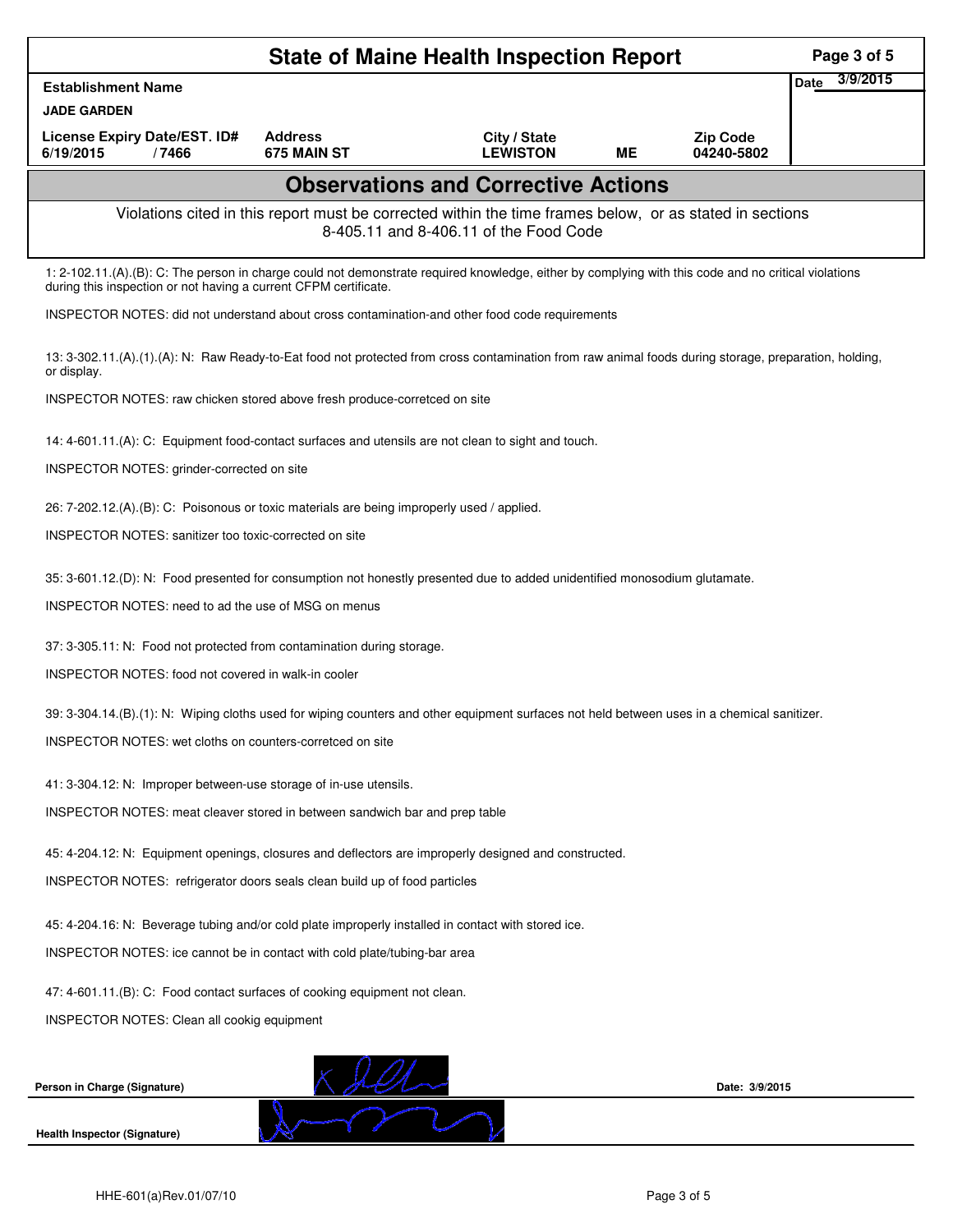# State of Maine Health Inspection Report

| Establishment Name | | | | | Date 3/9/2015 |
|---|---|---|---|---|---|
| JADE GARDEN | | | | | |
| License Expiry Date/EST. ID# | Address | City / State | | Zip Code | |
| 6/19/2015 / 7466 | 675 MAIN ST | LEWISTON | ME | 04240-5802 | |

## Observations and Corrective Actions

Violations cited in this report must be corrected within the time frames below, or as stated in sections 8-405.11 and 8-406.11 of the Food Code

1: 2-102.11.(A).(B): C: The person in charge could not demonstrate required knowledge, either by complying with this code and no critical violations during this inspection or not having a current CFPM certificate.

INSPECTOR NOTES: did not understand about cross contamination-and other food code requirements

13: 3-302.11.(A).(1).(A): N: Raw Ready-to-Eat food not protected from cross contamination from raw animal foods during storage, preparation, holding, or display.

INSPECTOR NOTES: raw chicken stored above fresh produce-corretced on site

14: 4-601.11.(A): C: Equipment food-contact surfaces and utensils are not clean to sight and touch.

INSPECTOR NOTES: grinder-corrected on site

26: 7-202.12.(A).(B): C: Poisonous or toxic materials are being improperly used / applied.

INSPECTOR NOTES: sanitizer too toxic-corrected on site

35: 3-601.12.(D): N: Food presented for consumption not honestly presented due to added unidentified monosodium glutamate.

INSPECTOR NOTES: need to ad the use of MSG on menus

37: 3-305.11: N: Food not protected from contamination during storage.

INSPECTOR NOTES: food not covered in walk-in cooler

39: 3-304.14.(B).(1): N: Wiping cloths used for wiping counters and other equipment surfaces not held between uses in a chemical sanitizer.

INSPECTOR NOTES: wet cloths on counters-corretced on site

41: 3-304.12: N: Improper between-use storage of in-use utensils.

INSPECTOR NOTES: meat cleaver stored in between sandwich bar and prep table

45: 4-204.12: N: Equipment openings, closures and deflectors are improperly designed and constructed.

INSPECTOR NOTES: refrigerator doors seals clean build up of food particles

45: 4-204.16: N: Beverage tubing and/or cold plate improperly installed in contact with stored ice.

INSPECTOR NOTES: ice cannot be in contact with cold plate/tubing-bar area

47: 4-601.11.(B): C: Food contact surfaces of cooking equipment not clean.

INSPECTOR NOTES: Clean all cookig equipment

**Person in Charge (Signature)** | **Date:** 3/9/2015

**Health Inspector (Signature)**

HHE-601(a)Rev.01/07/10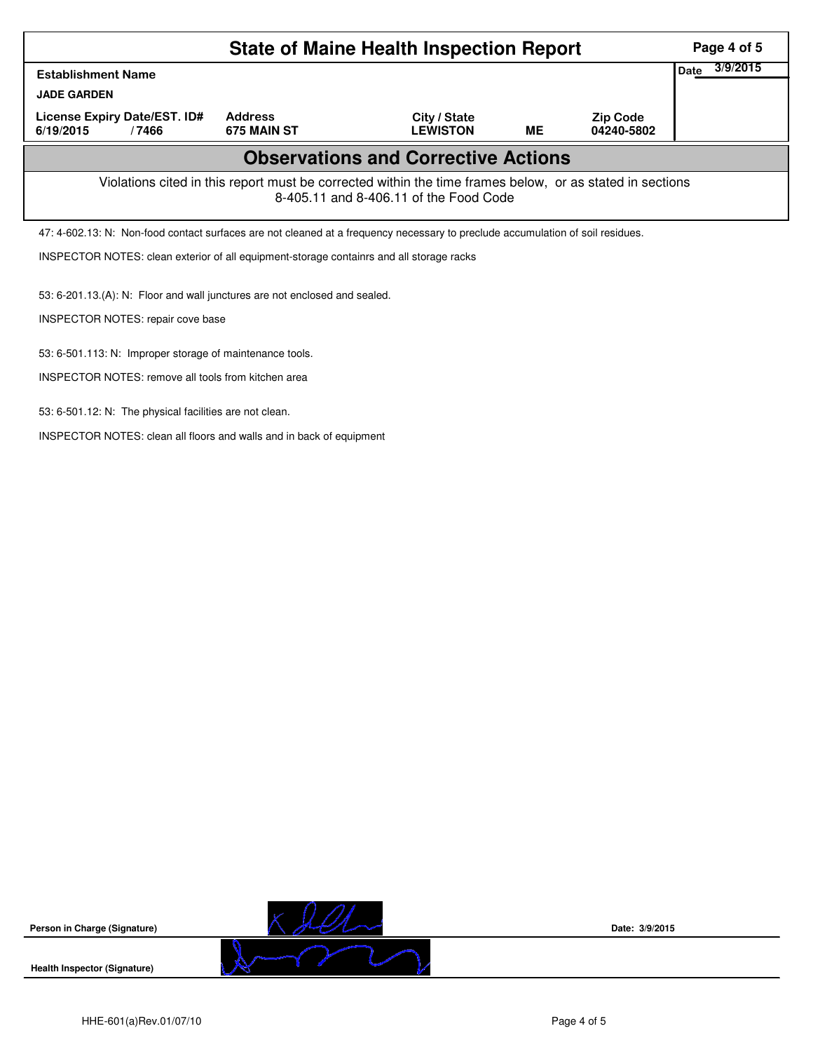# State of Maine Health Inspection Report

| Establishment Name | | | | | Date 3/9/2015 |
|---|---|---|---|---|---|
| **JADE GARDEN** | | | | | |
| **License Expiry Date/EST. ID#** | **Address** | **City / State** | | **Zip Code** | |
| **6/19/2015 / 7466** | **675 MAIN ST** | **LEWISTON** | **ME** | **04240-5802** | |

## Observations and Corrective Actions

Violations cited in this report must be corrected within the time frames below, or as stated in sections 8-405.11 and 8-406.11 of the Food Code

47: 4-602.13: N: Non-food contact surfaces are not cleaned at a frequency necessary to preclude accumulation of soil residues.

INSPECTOR NOTES: clean exterior of all equipment-storage containrs and all storage racks

53: 6-201.13.(A): N: Floor and wall junctures are not enclosed and sealed.

INSPECTOR NOTES: repair cove base

53: 6-501.113: N: Improper storage of maintenance tools.

INSPECTOR NOTES: remove all tools from kitchen area

53: 6-501.12: N: The physical facilities are not clean.

INSPECTOR NOTES: clean all floors and walls and in back of equipment

**Person in Charge (Signature)** Date: 3/9/2015

**Health Inspector (Signature)**

HHE-601(a)Rev.01/07/10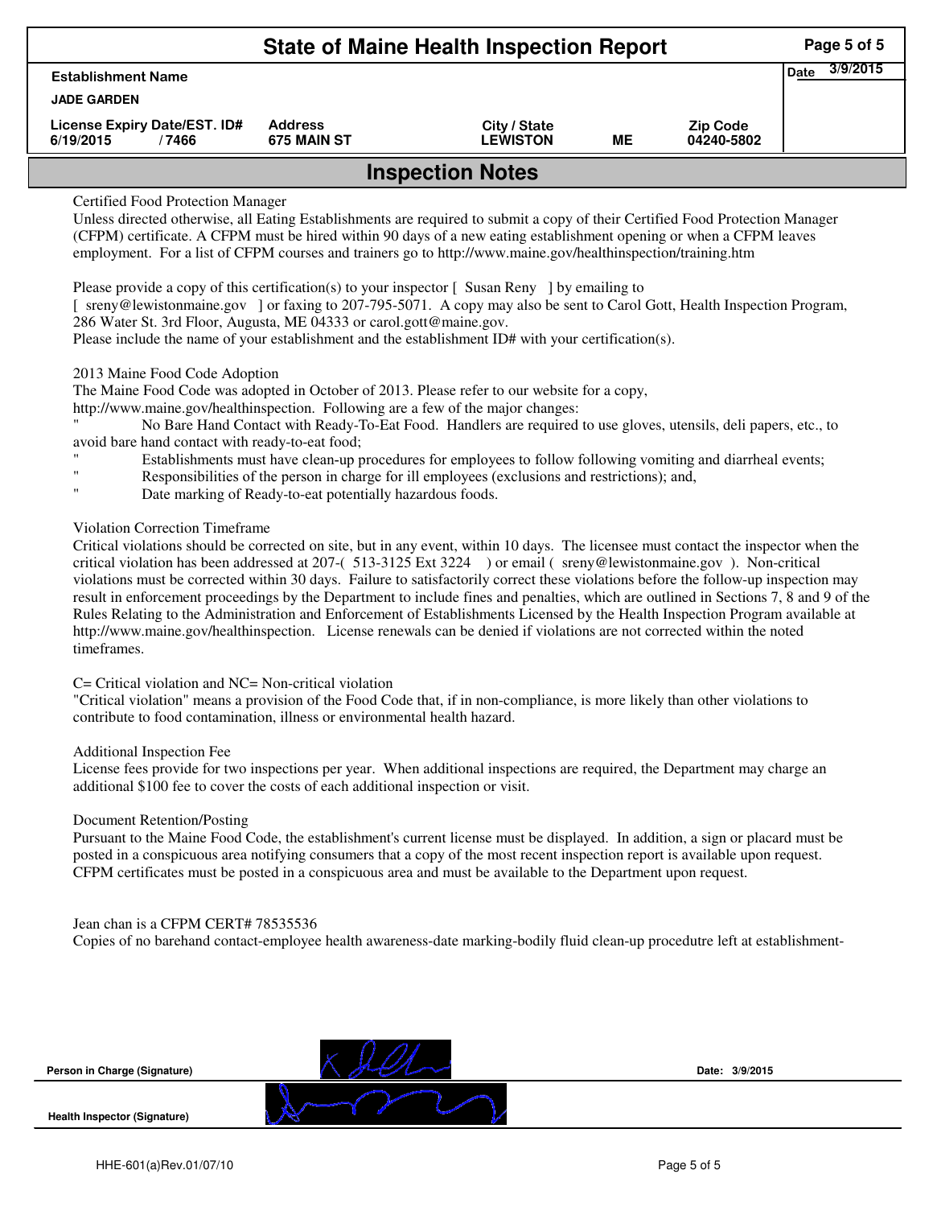# State of Maine Health Inspection Report

| Establishment Name | | | | | Date 3/9/2015 |
|---|---|---|---|---|---|
| JADE GARDEN | | | | | |
| License Expiry Date/EST. ID# | Address | City / State | | Zip Code | |
| 6/19/2015 / 7466 | 675 MAIN ST | LEWISTON | ME | 04240-5802 | |

## Inspection Notes

Certified Food Protection Manager
Unless directed otherwise, all Eating Establishments are required to submit a copy of their Certified Food Protection Manager (CFPM) certificate. A CFPM must be hired within 90 days of a new eating establishment opening or when a CFPM leaves employment. For a list of CFPM courses and trainers go to http://www.maine.gov/healthinspection/training.htm

Please provide a copy of this certification(s) to your inspector [ Susan Reny ] by emailing to
[ sreny@lewistonmaine.gov ] or faxing to 207-795-5071. A copy may also be sent to Carol Gott, Health Inspection Program, 286 Water St. 3rd Floor, Augusta, ME 04333 or carol.gott@maine.gov.
Please include the name of your establishment and the establishment ID# with your certification(s).

2013 Maine Food Code Adoption
The Maine Food Code was adopted in October of 2013. Please refer to our website for a copy,
http://www.maine.gov/healthinspection. Following are a few of the major changes:
" No Bare Hand Contact with Ready-To-Eat Food. Handlers are required to use gloves, utensils, deli papers, etc., to avoid bare hand contact with ready-to-eat food;
" Establishments must have clean-up procedures for employees to follow following vomiting and diarrheal events;
" Responsibilities of the person in charge for ill employees (exclusions and restrictions); and,
" Date marking of Ready-to-eat potentially hazardous foods.

Violation Correction Timeframe
Critical violations should be corrected on site, but in any event, within 10 days. The licensee must contact the inspector when the critical violation has been addressed at 207-( 513-3125 Ext 3224 ) or email ( sreny@lewistonmaine.gov ). Non-critical violations must be corrected within 30 days. Failure to satisfactorily correct these violations before the follow-up inspection may result in enforcement proceedings by the Department to include fines and penalties, which are outlined in Sections 7, 8 and 9 of the Rules Relating to the Administration and Enforcement of Establishments Licensed by the Health Inspection Program available at http://www.maine.gov/healthinspection. License renewals can be denied if violations are not corrected within the noted timeframes.

C= Critical violation and NC= Non-critical violation
"Critical violation" means a provision of the Food Code that, if in non-compliance, is more likely than other violations to contribute to food contamination, illness or environmental health hazard.

Additional Inspection Fee
License fees provide for two inspections per year. When additional inspections are required, the Department may charge an additional $100 fee to cover the costs of each additional inspection or visit.

Document Retention/Posting
Pursuant to the Maine Food Code, the establishment's current license must be displayed. In addition, a sign or placard must be posted in a conspicuous area notifying consumers that a copy of the most recent inspection report is available upon request. CFPM certificates must be posted in a conspicuous area and must be available to the Department upon request.

Jean chan is a CFPM CERT# 78535536
Copies of no barehand contact-employee health awareness-date marking-bodily fluid clean-up procedutre left at establishment-

Person in Charge (Signature) Date: 3/9/2015

Health Inspector (Signature)

HHE-601(a)Rev.01/07/10